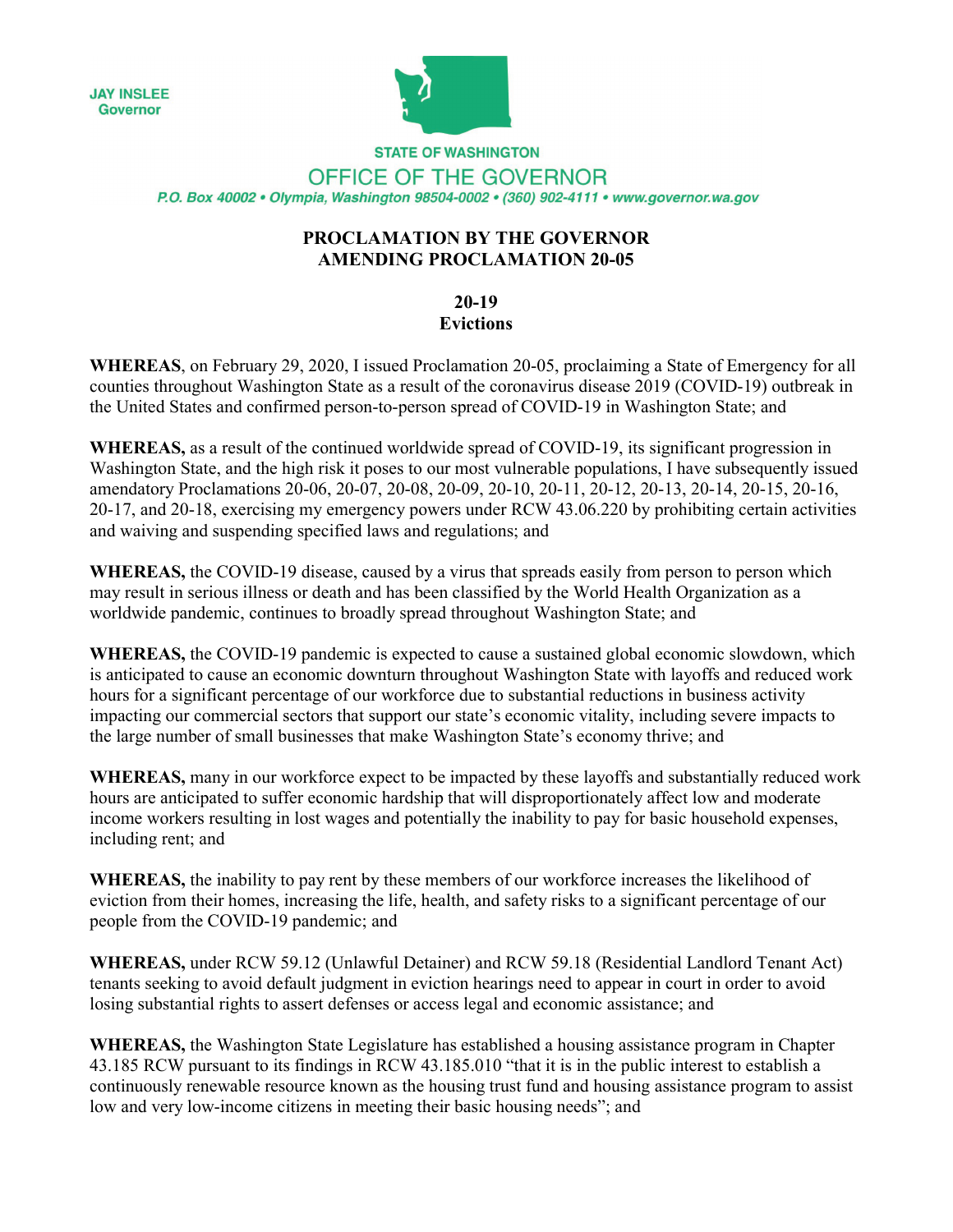JAY INSLEE
Governor

STATE OF WASHINGTON

OFFICE OF THE GOVERNOR

*P.O. Box 40002 • Olympia, Washington 98504-0002 • (360) 902-4111 • www.governor.wa.gov*

# PROCLAMATION BY THE GOVERNOR AMENDING PROCLAMATION 20-05

## 20-19
## Evictions

**WHEREAS**, on February 29, 2020, I issued Proclamation 20-05, proclaiming a State of Emergency for all counties throughout Washington State as a result of the coronavirus disease 2019 (COVID-19) outbreak in the United States and confirmed person-to-person spread of COVID-19 in Washington State; and

**WHEREAS,** as a result of the continued worldwide spread of COVID-19, its significant progression in Washington State, and the high risk it poses to our most vulnerable populations, I have subsequently issued amendatory Proclamations 20-06, 20-07, 20-08, 20-09, 20-10, 20-11, 20-12, 20-13, 20-14, 20-15, 20-16, 20-17, and 20-18, exercising my emergency powers under RCW 43.06.220 by prohibiting certain activities and waiving and suspending specified laws and regulations; and

**WHEREAS,** the COVID-19 disease, caused by a virus that spreads easily from person to person which may result in serious illness or death and has been classified by the World Health Organization as a worldwide pandemic, continues to broadly spread throughout Washington State; and

**WHEREAS,** the COVID-19 pandemic is expected to cause a sustained global economic slowdown, which is anticipated to cause an economic downturn throughout Washington State with layoffs and reduced work hours for a significant percentage of our workforce due to substantial reductions in business activity impacting our commercial sectors that support our state's economic vitality, including severe impacts to the large number of small businesses that make Washington State's economy thrive; and

**WHEREAS,** many in our workforce expect to be impacted by these layoffs and substantially reduced work hours are anticipated to suffer economic hardship that will disproportionately affect low and moderate income workers resulting in lost wages and potentially the inability to pay for basic household expenses, including rent; and

**WHEREAS,** the inability to pay rent by these members of our workforce increases the likelihood of eviction from their homes, increasing the life, health, and safety risks to a significant percentage of our people from the COVID-19 pandemic; and

**WHEREAS,** under RCW 59.12 (Unlawful Detainer) and RCW 59.18 (Residential Landlord Tenant Act) tenants seeking to avoid default judgment in eviction hearings need to appear in court in order to avoid losing substantial rights to assert defenses or access legal and economic assistance; and

**WHEREAS,** the Washington State Legislature has established a housing assistance program in Chapter 43.185 RCW pursuant to its findings in RCW 43.185.010 "that it is in the public interest to establish a continuously renewable resource known as the housing trust fund and housing assistance program to assist low and very low-income citizens in meeting their basic housing needs"; and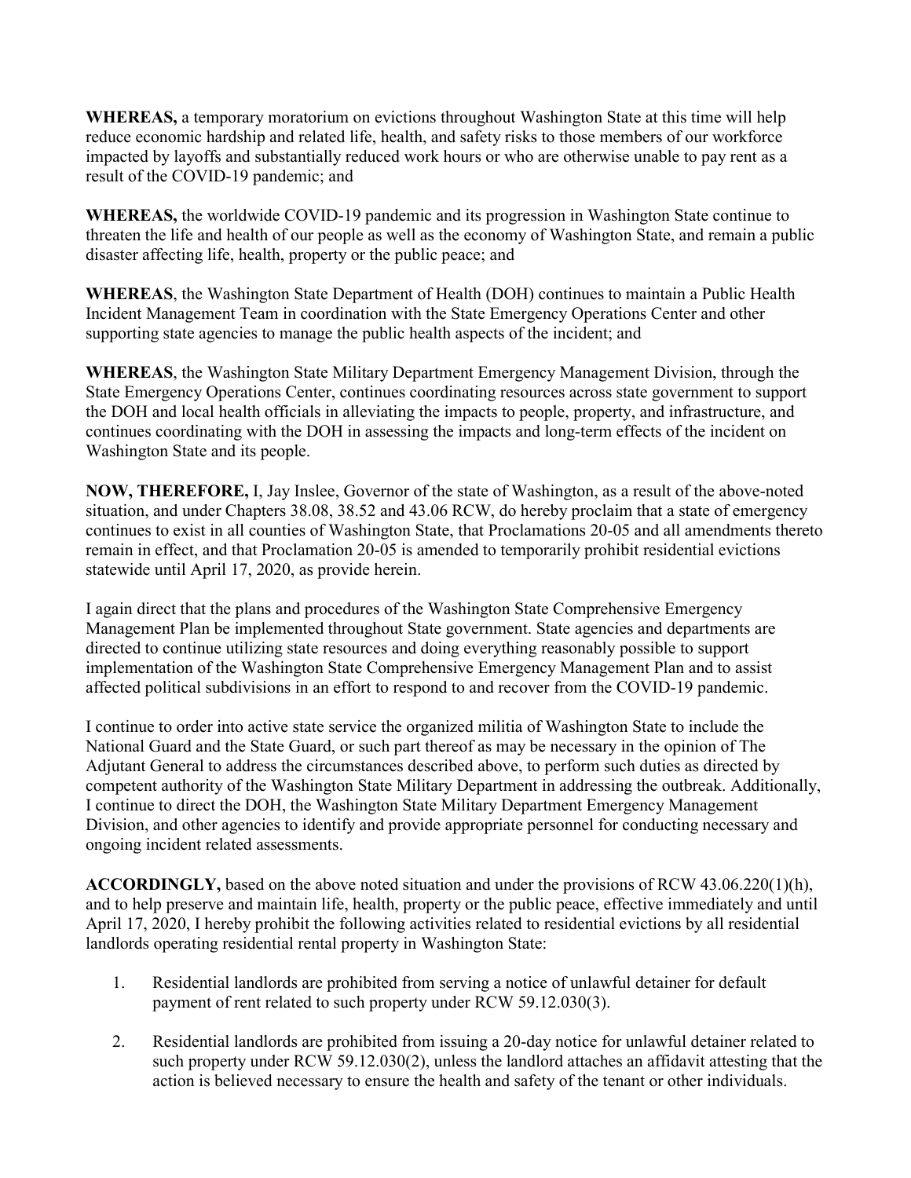**WHEREAS,** a temporary moratorium on evictions throughout Washington State at this time will help reduce economic hardship and related life, health, and safety risks to those members of our workforce impacted by layoffs and substantially reduced work hours or who are otherwise unable to pay rent as a result of the COVID-19 pandemic; and

**WHEREAS,** the worldwide COVID-19 pandemic and its progression in Washington State continue to threaten the life and health of our people as well as the economy of Washington State, and remain a public disaster affecting life, health, property or the public peace; and

**WHEREAS**, the Washington State Department of Health (DOH) continues to maintain a Public Health Incident Management Team in coordination with the State Emergency Operations Center and other supporting state agencies to manage the public health aspects of the incident; and

**WHEREAS**, the Washington State Military Department Emergency Management Division, through the State Emergency Operations Center, continues coordinating resources across state government to support the DOH and local health officials in alleviating the impacts to people, property, and infrastructure, and continues coordinating with the DOH in assessing the impacts and long-term effects of the incident on Washington State and its people.

**NOW, THEREFORE,** I, Jay Inslee, Governor of the state of Washington, as a result of the above-noted situation, and under Chapters 38.08, 38.52 and 43.06 RCW, do hereby proclaim that a state of emergency continues to exist in all counties of Washington State, that Proclamations 20-05 and all amendments thereto remain in effect, and that Proclamation 20-05 is amended to temporarily prohibit residential evictions statewide until April 17, 2020, as provide herein.

I again direct that the plans and procedures of the Washington State Comprehensive Emergency Management Plan be implemented throughout State government. State agencies and departments are directed to continue utilizing state resources and doing everything reasonably possible to support implementation of the Washington State Comprehensive Emergency Management Plan and to assist affected political subdivisions in an effort to respond to and recover from the COVID-19 pandemic.

I continue to order into active state service the organized militia of Washington State to include the National Guard and the State Guard, or such part thereof as may be necessary in the opinion of The Adjutant General to address the circumstances described above, to perform such duties as directed by competent authority of the Washington State Military Department in addressing the outbreak. Additionally, I continue to direct the DOH, the Washington State Military Department Emergency Management Division, and other agencies to identify and provide appropriate personnel for conducting necessary and ongoing incident related assessments.

**ACCORDINGLY,** based on the above noted situation and under the provisions of RCW 43.06.220(1)(h), and to help preserve and maintain life, health, property or the public peace, effective immediately and until April 17, 2020, I hereby prohibit the following activities related to residential evictions by all residential landlords operating residential rental property in Washington State:

1. Residential landlords are prohibited from serving a notice of unlawful detainer for default payment of rent related to such property under RCW 59.12.030(3).

2. Residential landlords are prohibited from issuing a 20-day notice for unlawful detainer related to such property under RCW 59.12.030(2), unless the landlord attaches an affidavit attesting that the action is believed necessary to ensure the health and safety of the tenant or other individuals.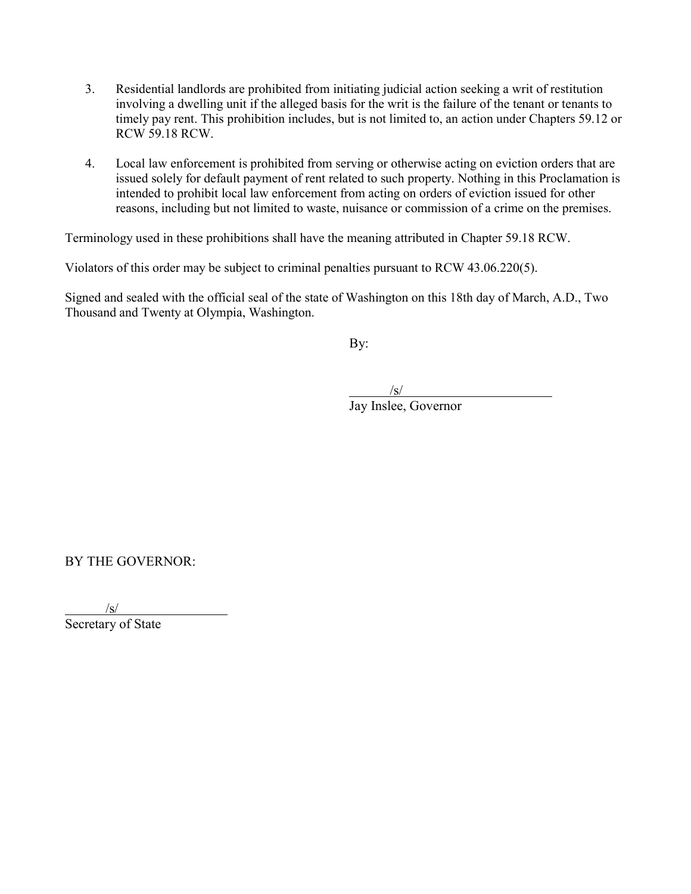3. Residential landlords are prohibited from initiating judicial action seeking a writ of restitution involving a dwelling unit if the alleged basis for the writ is the failure of the tenant or tenants to timely pay rent. This prohibition includes, but is not limited to, an action under Chapters 59.12 or RCW 59.18 RCW.

4. Local law enforcement is prohibited from serving or otherwise acting on eviction orders that are issued solely for default payment of rent related to such property. Nothing in this Proclamation is intended to prohibit local law enforcement from acting on orders of eviction issued for other reasons, including but not limited to waste, nuisance or commission of a crime on the premises.

Terminology used in these prohibitions shall have the meaning attributed in Chapter 59.18 RCW.

Violators of this order may be subject to criminal penalties pursuant to RCW 43.06.220(5).

Signed and sealed with the official seal of the state of Washington on this 18th day of March, A.D., Two Thousand and Twenty at Olympia, Washington.

By:

/s/

Jay Inslee, Governor

BY THE GOVERNOR:

/s/

Secretary of State